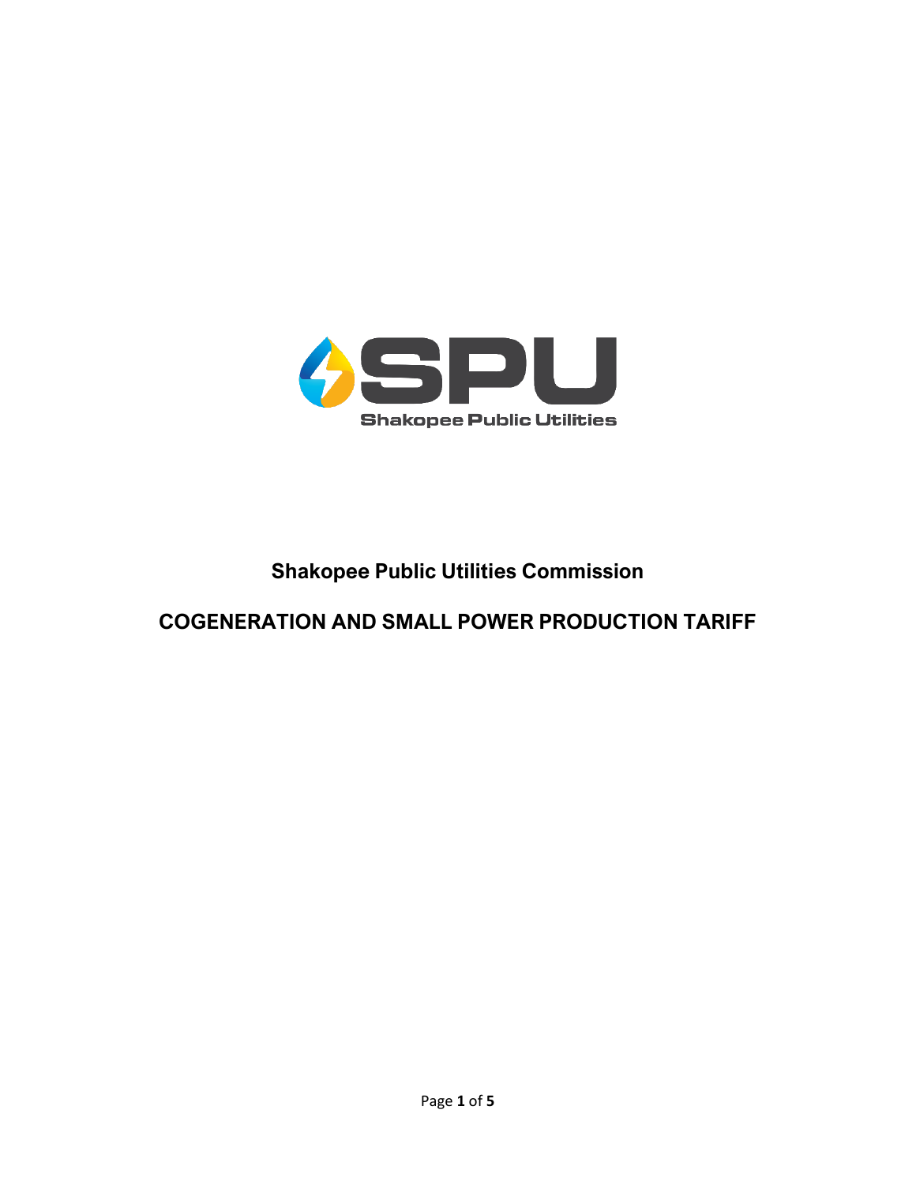SPU

Shakopee Public Utilities

# Shakopee Public Utilities Commission

## COGENERATION AND SMALL POWER PRODUCTION TARIFF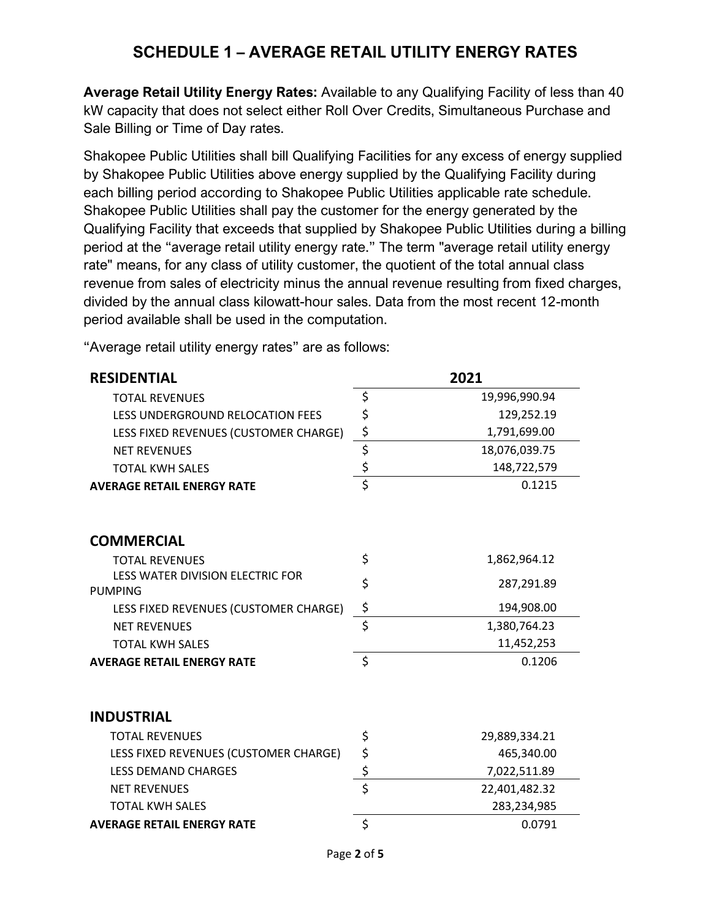# SCHEDULE 1 – AVERAGE RETAIL UTILITY ENERGY RATES

**Average Retail Utility Energy Rates:** Available to any Qualifying Facility of less than 40 kW capacity that does not select either Roll Over Credits, Simultaneous Purchase and Sale Billing or Time of Day rates.

Shakopee Public Utilities shall bill Qualifying Facilities for any excess of energy supplied by Shakopee Public Utilities above energy supplied by the Qualifying Facility during each billing period according to Shakopee Public Utilities applicable rate schedule. Shakopee Public Utilities shall pay the customer for the energy generated by the Qualifying Facility that exceeds that supplied by Shakopee Public Utilities during a billing period at the “average retail utility energy rate.” The term "average retail utility energy rate" means, for any class of utility customer, the quotient of the total annual class revenue from sales of electricity minus the annual revenue resulting from fixed charges, divided by the annual class kilowatt-hour sales. Data from the most recent 12-month period available shall be used in the computation.

“Average retail utility energy rates” are as follows:

| **RESIDENTIAL** | | **2021** |
|---|---|---|
| TOTAL REVENUES | $ | 19,996,990.94 |
| LESS UNDERGROUND RELOCATION FEES | $ | 129,252.19 |
| LESS FIXED REVENUES (CUSTOMER CHARGE) | $ | 1,791,699.00 |
| NET REVENUES | $ | 18,076,039.75 |
| TOTAL KWH SALES | $ | 148,722,579 |
| **AVERAGE RETAIL ENERGY RATE** | $ | 0.1215 |

| **COMMERCIAL** | | |
|---|---|---|
| TOTAL REVENUES | $ | 1,862,964.12 |
| LESS WATER DIVISION ELECTRIC FOR PUMPING | $ | 287,291.89 |
| LESS FIXED REVENUES (CUSTOMER CHARGE) | $ | 194,908.00 |
| NET REVENUES | $ | 1,380,764.23 |
| TOTAL KWH SALES | | 11,452,253 |
| **AVERAGE RETAIL ENERGY RATE** | $ | 0.1206 |

| **INDUSTRIAL** | | |
|---|---|---|
| TOTAL REVENUES | $ | 29,889,334.21 |
| LESS FIXED REVENUES (CUSTOMER CHARGE) | $ | 465,340.00 |
| LESS DEMAND CHARGES | $ | 7,022,511.89 |
| NET REVENUES | $ | 22,401,482.32 |
| TOTAL KWH SALES | | 283,234,985 |
| **AVERAGE RETAIL ENERGY RATE** | $ | 0.0791 |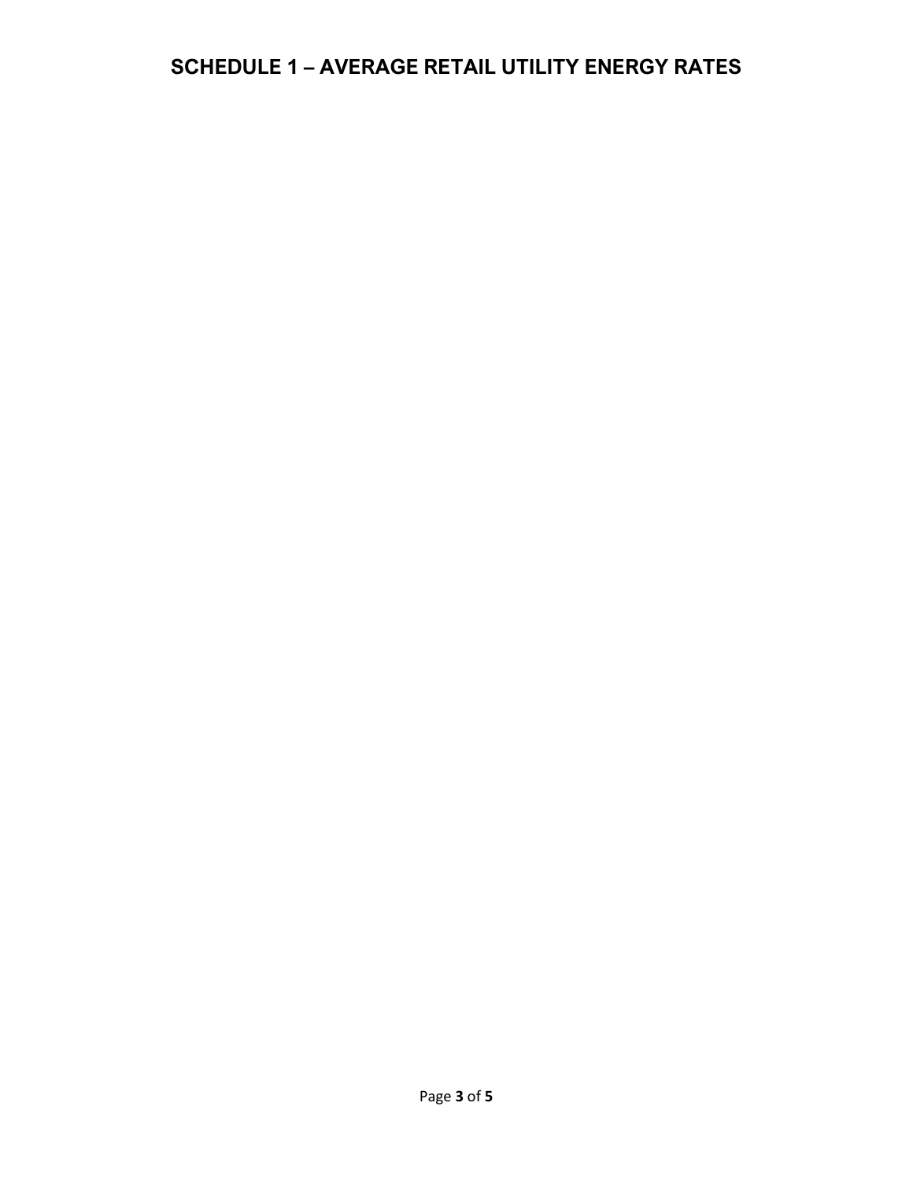# SCHEDULE 1 – AVERAGE RETAIL UTILITY ENERGY RATES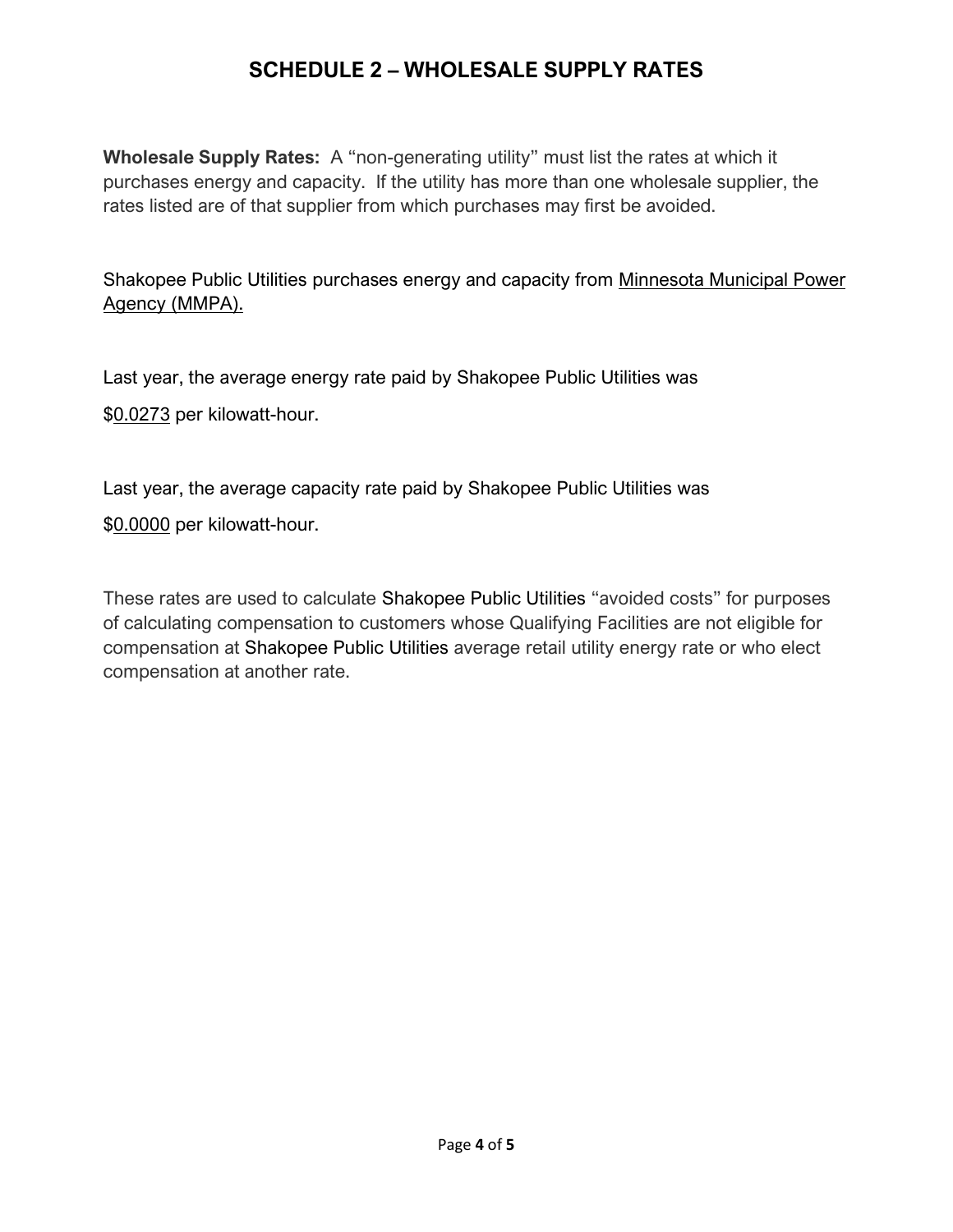# SCHEDULE 2 – WHOLESALE SUPPLY RATES

**Wholesale Supply Rates:** A "non-generating utility" must list the rates at which it purchases energy and capacity. If the utility has more than one wholesale supplier, the rates listed are of that supplier from which purchases may first be avoided.

Shakopee Public Utilities purchases energy and capacity from Minnesota Municipal Power Agency (MMPA).

Last year, the average energy rate paid by Shakopee Public Utilities was

$0.0273 per kilowatt-hour.

Last year, the average capacity rate paid by Shakopee Public Utilities was

$0.0000 per kilowatt-hour.

These rates are used to calculate Shakopee Public Utilities "avoided costs" for purposes of calculating compensation to customers whose Qualifying Facilities are not eligible for compensation at Shakopee Public Utilities average retail utility energy rate or who elect compensation at another rate.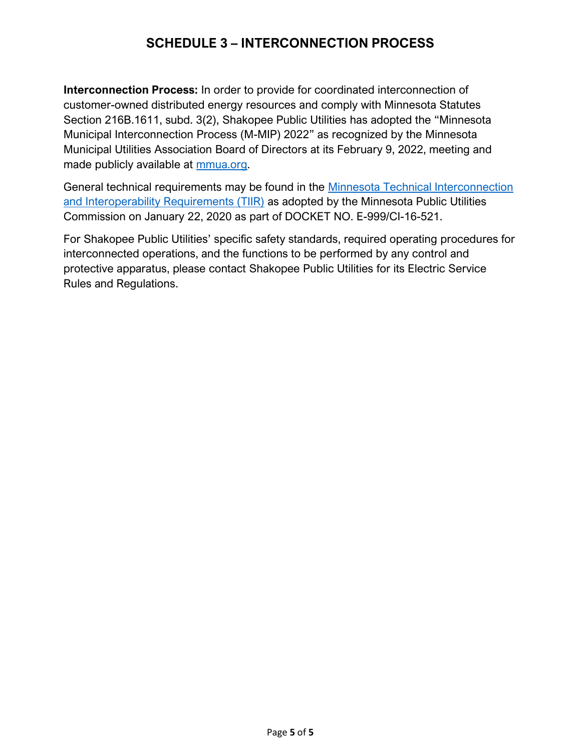# SCHEDULE 3 – INTERCONNECTION PROCESS

**Interconnection Process:** In order to provide for coordinated interconnection of customer-owned distributed energy resources and comply with Minnesota Statutes Section 216B.1611, subd. 3(2), Shakopee Public Utilities has adopted the "Minnesota Municipal Interconnection Process (M-MIP) 2022" as recognized by the Minnesota Municipal Utilities Association Board of Directors at its February 9, 2022, meeting and made publicly available at mmua.org.

General technical requirements may be found in the Minnesota Technical Interconnection and Interoperability Requirements (TIIR) as adopted by the Minnesota Public Utilities Commission on January 22, 2020 as part of DOCKET NO. E-999/CI-16-521.

For Shakopee Public Utilities' specific safety standards, required operating procedures for interconnected operations, and the functions to be performed by any control and protective apparatus, please contact Shakopee Public Utilities for its Electric Service Rules and Regulations.